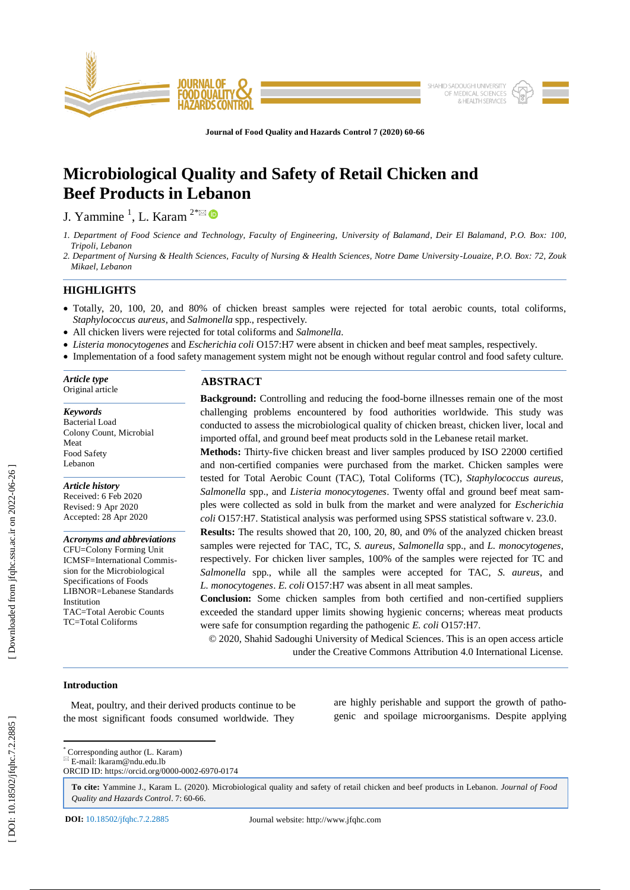# Microbiological Quality and Safety of Retail Chicken and Beef Products in Lebanon

J. Yammine [1], L. Karam [2*]

1. Department of Food Science and Technology, Faculty of Engineering, University of Balamand, Deir El Balamand, P.O. Box: 100, Tripoli, Lebanon
2. Department of Nursing & Health Sciences, Faculty of Nursing & Health Sciences, Notre Dame University-Louaize, P.O. Box: 72, Zouk Mikael, Lebanon

## HIGHLIGHTS

- Totally, 20, 100, 20, and 80% of chicken breast samples were rejected for total aerobic counts, total coliforms, *Staphylococcus aureus*, and *Salmonella* spp., respectively.
- All chicken livers were rejected for total coliforms and *Salmonella*.
- *Listeria monocytogenes* and *Escherichia coli* O157:H7 were absent in chicken and beef meat samples, respectively.
- Implementation of a food safety management system might not be enough without regular control and food safety culture.

***Article type***
Original article

***Keywords***
Bacterial Load
Colony Count, Microbial
Meat
Food Safety
Lebanon

***Article history***
Received: 6 Feb 2020
Revised: 9 Apr 2020
Accepted: 28 Apr 2020

***Acronyms and abbreviations***
CFU=Colony Forming Unit
ICMSF=International Commission for the Microbiological Specifications of Foods
LIBNOR=Lebanese Standards Institution
TAC=Total Aerobic Counts
TC=Total Coliforms

## ABSTRACT

**Background:** Controlling and reducing the food-borne illnesses remain one of the most challenging problems encountered by food authorities worldwide. This study was conducted to assess the microbiological quality of chicken breast, chicken liver, local and imported offal, and ground beef meat products sold in the Lebanese retail market.

**Methods:** Thirty-five chicken breast and liver samples produced by ISO 22000 certified and non-certified companies were purchased from the market. Chicken samples were tested for Total Aerobic Count (TAC), Total Coliforms (TC), *Staphylococcus aureus*, *Salmonella* spp., and *Listeria monocytogenes*. Twenty offal and ground beef meat samples were collected as sold in bulk from the market and were analyzed for *Escherichia coli* O157:H7. Statistical analysis was performed using SPSS statistical software v. 23.0.

**Results:** The results showed that 20, 100, 20, 80, and 0% of the analyzed chicken breast samples were rejected for TAC, TC, *S. aureus*, *Salmonella* spp., and *L. monocytogenes*, respectively. For chicken liver samples, 100% of the samples were rejected for TC and *Salmonella* spp., while all the samples were accepted for TAC, *S. aureus*, and *L. monocytogenes*. *E. coli* O157:H7 was absent in all meat samples.

**Conclusion:** Some chicken samples from both certified and non-certified suppliers exceeded the standard upper limits showing hygienic concerns; whereas meat products were safe for consumption regarding the pathogenic *E. coli* O157:H7.

© 2020, Shahid Sadoughi University of Medical Sciences. This is an open access article under the Creative Commons Attribution 4.0 International License.

## Introduction

Meat, poultry, and their derived products continue to be the most significant foods consumed worldwide. They are highly perishable and support the growth of pathogenic and spoilage microorganisms. Despite applying

---

* Corresponding author (L. Karam)
E-mail: lkaram@ndu.edu.lb
ORCID ID: https://orcid.org/0000-0002-6970-0174

**To cite:** Yammine J., Karam L. (2020). Microbiological quality and safety of retail chicken and beef products in Lebanon. *Journal of Food Quality and Hazards Control*. 7: 60-66.

**DOI:** 10.18502/jfqhc.7.2.2885 Journal website: http://www.jfqhc.com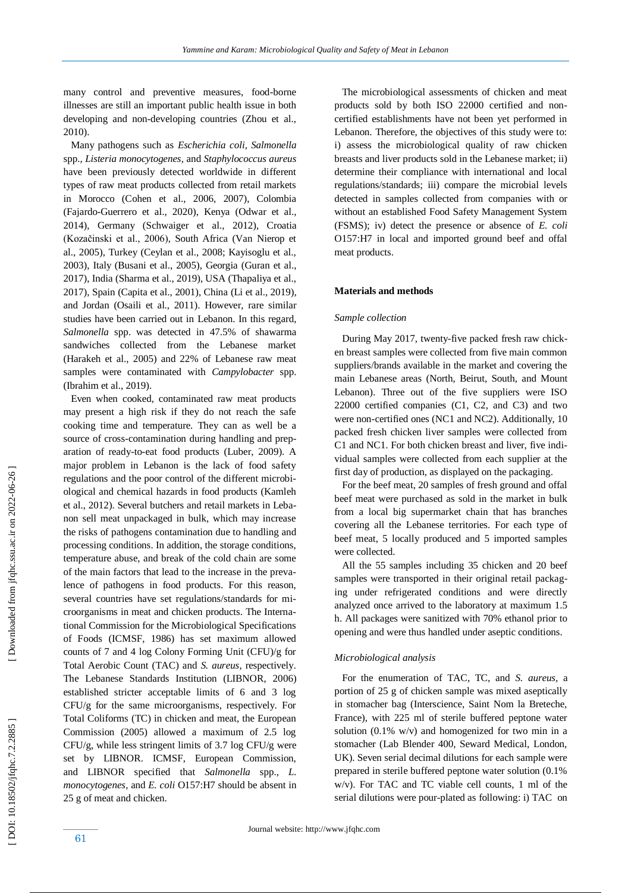many control and preventive measures, food-borne illnesses are still an important public health issue in both developing and non-developing countries (Zhou et al., 2010).

Many pathogens such as *Escherichia coli, Salmonella* spp., *Listeria monocytogenes*, and *Staphylococcus aureus* have been previously detected worldwide in different types of raw meat products collected from retail markets in Morocco (Cohen et al., 2006, 2007), Colombia (Fajardo-Guerrero et al., 2020), Kenya (Odwar et al., 2014), Germany (Schwaiger et al., 2012), Croatia (Kozačinski et al., 2006), South Africa (Van Nierop et al., 2005), Turkey (Ceylan et al., 2008; Kayisoglu et al., 2003), Italy (Busani et al., 2005), Georgia (Guran et al., 2017), India (Sharma et al., 2019), USA (Thapaliya et al., 2017), Spain (Capita et al., 2001), China (Li et al., 2019), and Jordan (Osaili et al., 2011). However, rare similar studies have been carried out in Lebanon. In this regard, *Salmonella* spp. was detected in 47.5% of shawarma sandwiches collected from the Lebanese market (Harakeh et al., 2005) and 22% of Lebanese raw meat samples were contaminated with *Campylobacter* spp. (Ibrahim et al., 2019).

Even when cooked, contaminated raw meat products may present a high risk if they do not reach the safe cooking time and temperature. They can as well be a source of cross-contamination during handling and preparation of ready-to-eat food products (Luber, 2009). A major problem in Lebanon is the lack of food safety regulations and the poor control of the different microbiological and chemical hazards in food products (Kamleh et al., 2012). Several butchers and retail markets in Lebanon sell meat unpackaged in bulk, which may increase the risks of pathogens contamination due to handling and processing conditions. In addition, the storage conditions, temperature abuse, and break of the cold chain are some of the main factors that lead to the increase in the prevalence of pathogens in food products. For this reason, several countries have set regulations/standards for microorganisms in meat and chicken products. The International Commission for the Microbiological Specifications of Foods (ICMSF, 1986) has set maximum allowed counts of 7 and 4 log Colony Forming Unit (CFU)/g for Total Aerobic Count (TAC) and *S. aureus*, respectively. The Lebanese Standards Institution (LIBNOR, 2006) established stricter acceptable limits of 6 and 3 log CFU/g for the same microorganisms, respectively. For Total Coliforms (TC) in chicken and meat, the European Commission (2005) allowed a maximum of 2.5 log CFU/g, while less stringent limits of 3.7 log CFU/g were set by LIBNOR. ICMSF, European Commission, and LIBNOR specified that *Salmonella* spp., *L. monocytogenes*, and *E. coli* O157:H7 should be absent in 25 g of meat and chicken.

The microbiological assessments of chicken and meat products sold by both ISO 22000 certified and non-certified establishments have not been yet performed in Lebanon. Therefore, the objectives of this study were to: i) assess the microbiological quality of raw chicken breasts and liver products sold in the Lebanese market; ii) determine their compliance with international and local regulations/standards; iii) compare the microbial levels detected in samples collected from companies with or without an established Food Safety Management System (FSMS); iv) detect the presence or absence of *E. coli* O157:H7 in local and imported ground beef and offal meat products.

## Materials and methods

### Sample collection

During May 2017, twenty-five packed fresh raw chicken breast samples were collected from five main common suppliers/brands available in the market and covering the main Lebanese areas (North, Beirut, South, and Mount Lebanon). Three out of the five suppliers were ISO 22000 certified companies (C1, C2, and C3) and two were non-certified ones (NC1 and NC2). Additionally, 10 packed fresh chicken liver samples were collected from C1 and NC1. For both chicken breast and liver, five individual samples were collected from each supplier at the first day of production, as displayed on the packaging.

For the beef meat, 20 samples of fresh ground and offal beef meat were purchased as sold in the market in bulk from a local big supermarket chain that has branches covering all the Lebanese territories. For each type of beef meat, 5 locally produced and 5 imported samples were collected.

All the 55 samples including 35 chicken and 20 beef samples were transported in their original retail packaging under refrigerated conditions and were directly analyzed once arrived to the laboratory at maximum 1.5 h. All packages were sanitized with 70% ethanol prior to opening and were thus handled under aseptic conditions.

### Microbiological analysis

For the enumeration of TAC, TC, and *S. aureus*, a portion of 25 g of chicken sample was mixed aseptically in stomacher bag (Interscience, Saint Nom la Breteche, France), with 225 ml of sterile buffered peptone water solution (0.1% w/v) and homogenized for two min in a stomacher (Lab Blender 400, Seward Medical, London, UK). Seven serial decimal dilutions for each sample were prepared in sterile buffered peptone water solution (0.1% w/v). For TAC and TC viable cell counts, 1 ml of the serial dilutions were pour-plated as following: i) TAC on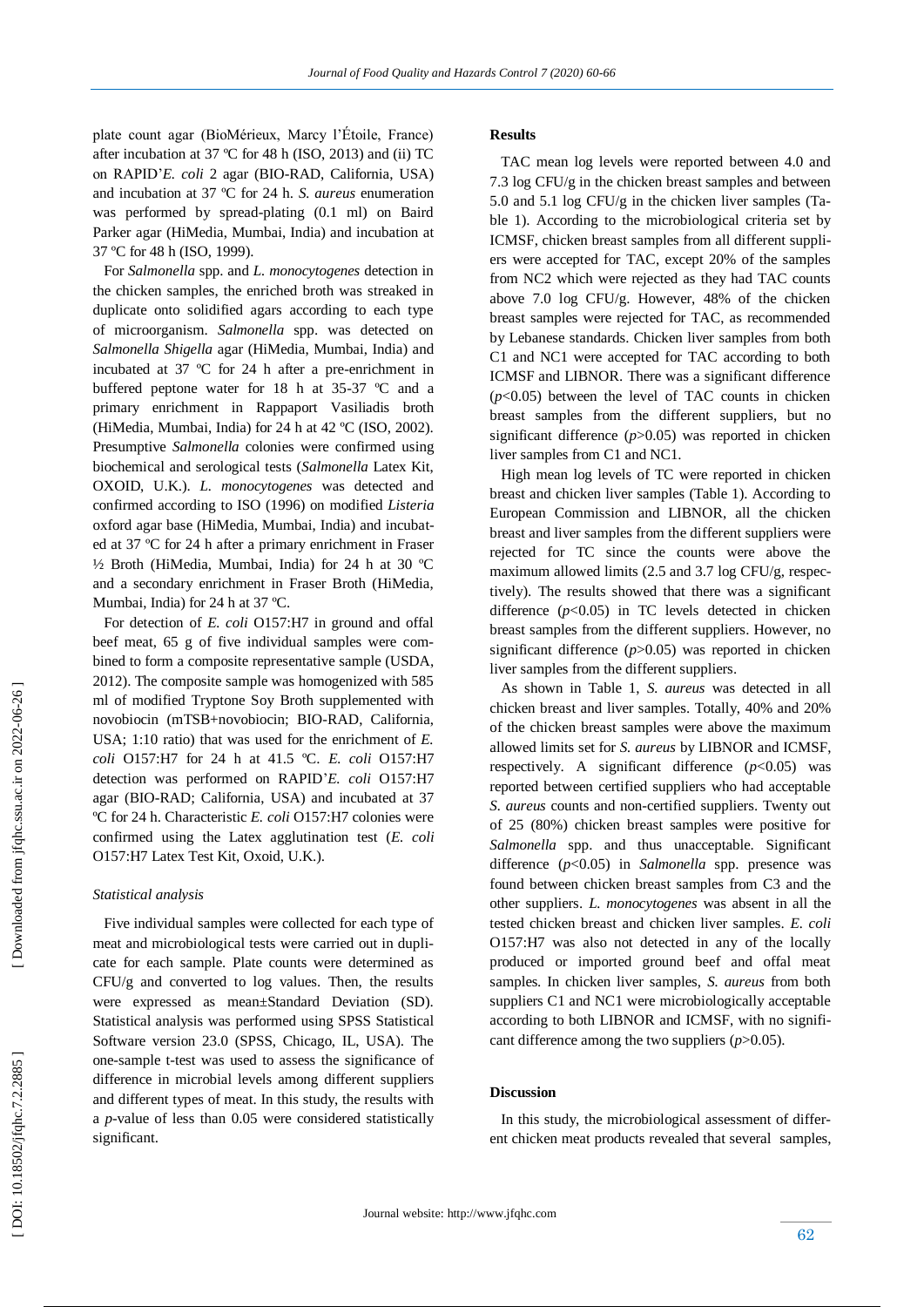plate count agar (BioMérieux, Marcy l'Étoile, France) after incubation at 37 ºC for 48 h (ISO, 2013) and (ii) TC on RAPID'*E. coli* 2 agar (BIO-RAD, California, USA) and incubation at 37 ºC for 24 h. *S. aureus* enumeration was performed by spread-plating (0.1 ml) on Baird Parker agar (HiMedia, Mumbai, India) and incubation at 37 ºC for 48 h (ISO, 1999).

For *Salmonella* spp. and *L. monocytogenes* detection in the chicken samples, the enriched broth was streaked in duplicate onto solidified agars according to each type of microorganism. *Salmonella* spp. was detected on *Salmonella Shigella* agar (HiMedia, Mumbai, India) and incubated at 37 ºC for 24 h after a pre-enrichment in buffered peptone water for 18 h at 35-37 ºC and a primary enrichment in Rappaport Vasiliadis broth (HiMedia, Mumbai, India) for 24 h at 42 ºC (ISO, 2002). Presumptive *Salmonella* colonies were confirmed using biochemical and serological tests (*Salmonella* Latex Kit, OXOID, U.K.). *L. monocytogenes* was detected and confirmed according to ISO (1996) on modified *Listeria* oxford agar base (HiMedia, Mumbai, India) and incubated at 37 ºC for 24 h after a primary enrichment in Fraser ½ Broth (HiMedia, Mumbai, India) for 24 h at 30 ºC and a secondary enrichment in Fraser Broth (HiMedia, Mumbai, India) for 24 h at 37 ºC.

For detection of *E. coli* O157:H7 in ground and offal beef meat, 65 g of five individual samples were combined to form a composite representative sample (USDA, 2012). The composite sample was homogenized with 585 ml of modified Tryptone Soy Broth supplemented with novobiocin (mTSB+novobiocin; BIO-RAD, California, USA; 1:10 ratio) that was used for the enrichment of *E. coli* O157:H7 for 24 h at 41.5 ºC. *E. coli* O157:H7 detection was performed on RAPID'*E. coli* O157:H7 agar (BIO-RAD; California, USA) and incubated at 37 ºC for 24 h. Characteristic *E. coli* O157:H7 colonies were confirmed using the Latex agglutination test (*E. coli* O157:H7 Latex Test Kit, Oxoid, U.K.).

### *Statistical analysis*

Five individual samples were collected for each type of meat and microbiological tests were carried out in duplicate for each sample. Plate counts were determined as CFU/g and converted to log values. Then, the results were expressed as mean±Standard Deviation (SD). Statistical analysis was performed using SPSS Statistical Software version 23.0 (SPSS, Chicago, IL, USA). The one-sample t-test was used to assess the significance of difference in microbial levels among different suppliers and different types of meat. In this study, the results with a $p$-value of less than 0.05 were considered statistically significant.

## Results

TAC mean log levels were reported between 4.0 and 7.3 log CFU/g in the chicken breast samples and between 5.0 and 5.1 log CFU/g in the chicken liver samples (Table 1). According to the microbiological criteria set by ICMSF, chicken breast samples from all different suppliers were accepted for TAC, except 20% of the samples from NC2 which were rejected as they had TAC counts above 7.0 log CFU/g. However, 48% of the chicken breast samples were rejected for TAC, as recommended by Lebanese standards. Chicken liver samples from both C1 and NC1 were accepted for TAC according to both ICMSF and LIBNOR. There was a significant difference ($p<0.05$) between the level of TAC counts in chicken breast samples from the different suppliers, but no significant difference ($p>0.05$) was reported in chicken liver samples from C1 and NC1.

High mean log levels of TC were reported in chicken breast and chicken liver samples (Table 1). According to European Commission and LIBNOR, all the chicken breast and liver samples from the different suppliers were rejected for TC since the counts were above the maximum allowed limits (2.5 and 3.7 log CFU/g, respectively). The results showed that there was a significant difference ($p<0.05$) in TC levels detected in chicken breast samples from the different suppliers. However, no significant difference ($p>0.05$) was reported in chicken liver samples from the different suppliers.

As shown in Table 1, *S. aureus* was detected in all chicken breast and liver samples. Totally, 40% and 20% of the chicken breast samples were above the maximum allowed limits set for *S. aureus* by LIBNOR and ICMSF, respectively. A significant difference ($p<0.05$) was reported between certified suppliers who had acceptable *S. aureus* counts and non-certified suppliers. Twenty out of 25 (80%) chicken breast samples were positive for *Salmonella* spp. and thus unacceptable. Significant difference ($p<0.05$) in *Salmonella* spp. presence was found between chicken breast samples from C3 and the other suppliers. *L. monocytogenes* was absent in all the tested chicken breast and chicken liver samples. *E. coli* O157:H7 was also not detected in any of the locally produced or imported ground beef and offal meat samples. In chicken liver samples, *S. aureus* from both suppliers C1 and NC1 were microbiologically acceptable according to both LIBNOR and ICMSF, with no significant difference among the two suppliers ($p>0.05$).

## Discussion

In this study, the microbiological assessment of different chicken meat products revealed that several samples,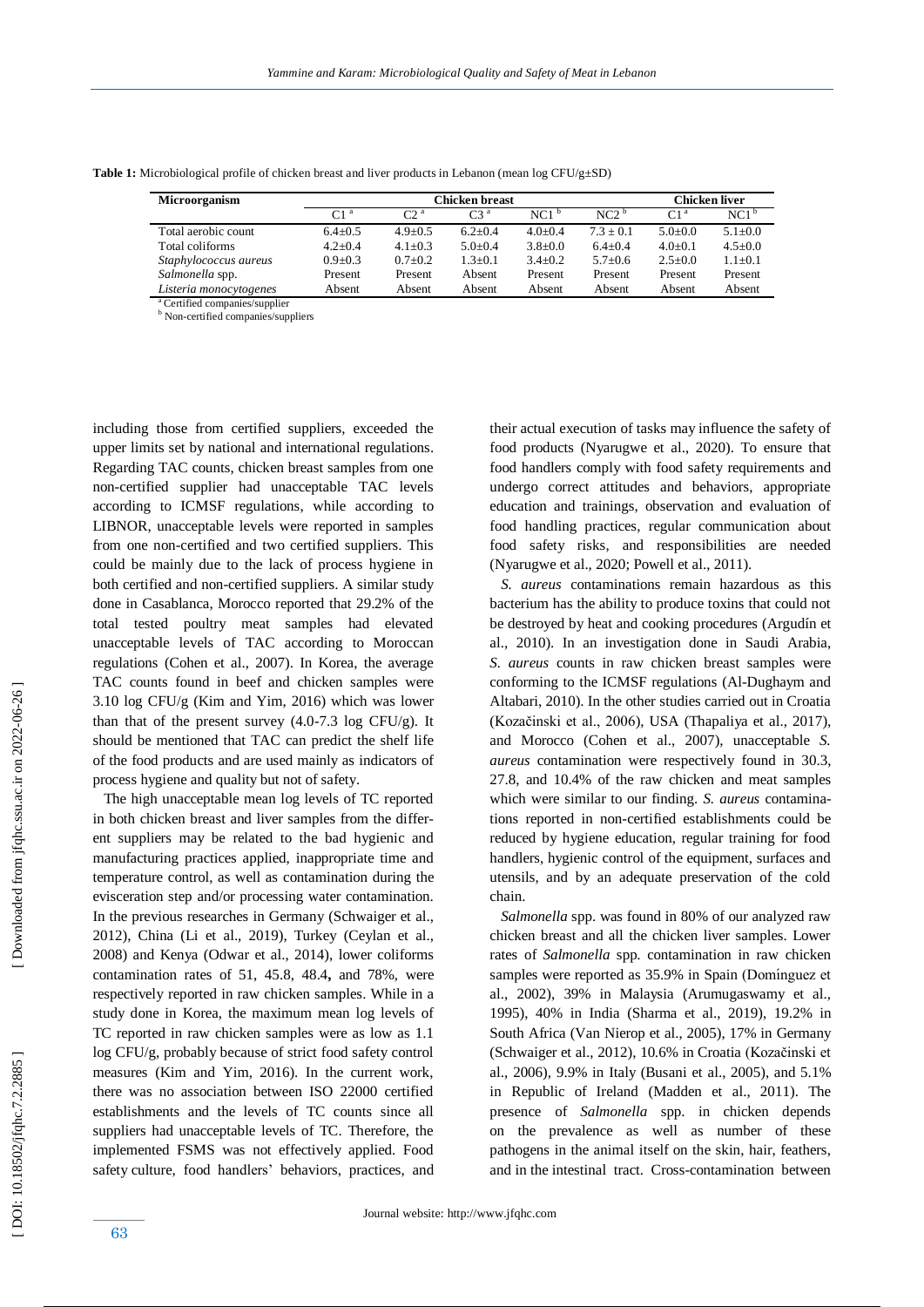**Table 1:** Microbiological profile of chicken breast and liver products in Lebanon (mean log CFU/g±SD)

| Microorganism | Chicken breast | | | | | Chicken liver | |
|---|---|---|---|---|---|---|---|
| | C1 [a] | C2 [a] | C3 [a] | NC1 [b] | NC2 [b] | C1 [a] | NC1 [b] |
| Total aerobic count | 6.4±0.5 | 4.9±0.5 | 6.2±0.4 | 4.0±0.4 | 7.3 ± 0.1 | 5.0±0.0 | 5.1±0.0 |
| Total coliforms | 4.2±0.4 | 4.1±0.3 | 5.0±0.4 | 3.8±0.0 | 6.4±0.4 | 4.0±0.1 | 4.5±0.0 |
| *Staphylococcus aureus* | 0.9±0.3 | 0.7±0.2 | 1.3±0.1 | 3.4±0.2 | 5.7±0.6 | 2.5±0.0 | 1.1±0.1 |
| *Salmonella* spp. | Present | Present | Absent | Present | Present | Present | Present |
| *Listeria monocytogenes* | Absent | Absent | Absent | Absent | Absent | Absent | Absent |

[a] Certified companies/supplier
[b] Non-certified companies/suppliers

including those from certified suppliers, exceeded the upper limits set by national and international regulations. Regarding TAC counts, chicken breast samples from one non-certified supplier had unacceptable TAC levels according to ICMSF regulations, while according to LIBNOR, unacceptable levels were reported in samples from one non-certified and two certified suppliers. This could be mainly due to the lack of process hygiene in both certified and non-certified suppliers. A similar study done in Casablanca, Morocco reported that 29.2% of the total tested poultry meat samples had elevated unacceptable levels of TAC according to Moroccan regulations (Cohen et al., 2007). In Korea, the average TAC counts found in beef and chicken samples were 3.10 log CFU/g (Kim and Yim, 2016) which was lower than that of the present survey (4.0-7.3 log CFU/g). It should be mentioned that TAC can predict the shelf life of the food products and are used mainly as indicators of process hygiene and quality but not of safety.

The high unacceptable mean log levels of TC reported in both chicken breast and liver samples from the different suppliers may be related to the bad hygienic and manufacturing practices applied, inappropriate time and temperature control, as well as contamination during the evisceration step and/or processing water contamination. In the previous researches in Germany (Schwaiger et al., 2012), China (Li et al., 2019), Turkey (Ceylan et al., 2008) and Kenya (Odwar et al., 2014), lower coliforms contamination rates of 51, 45.8, 48.4**,** and 78%, were respectively reported in raw chicken samples. While in a study done in Korea, the maximum mean log levels of TC reported in raw chicken samples were as low as 1.1 log CFU/g, probably because of strict food safety control measures (Kim and Yim, 2016). In the current work, there was no association between ISO 22000 certified establishments and the levels of TC counts since all suppliers had unacceptable levels of TC. Therefore, the implemented FSMS was not effectively applied. Food safety culture, food handlers' behaviors, practices, and their actual execution of tasks may influence the safety of food products (Nyarugwe et al., 2020). To ensure that food handlers comply with food safety requirements and undergo correct attitudes and behaviors, appropriate education and trainings, observation and evaluation of food handling practices, regular communication about food safety risks, and responsibilities are needed (Nyarugwe et al., 2020; Powell et al., 2011).

*S. aureus* contaminations remain hazardous as this bacterium has the ability to produce toxins that could not be destroyed by heat and cooking procedures (Argudín et al., 2010). In an investigation done in Saudi Arabia, *S. aureus* counts in raw chicken breast samples were conforming to the ICMSF regulations (Al-Dughaym and Altabari, 2010). In the other studies carried out in Croatia (Kozačinski et al., 2006), USA (Thapaliya et al., 2017), and Morocco (Cohen et al., 2007), unacceptable *S. aureus* contamination were respectively found in 30.3, 27.8, and 10.4% of the raw chicken and meat samples which were similar to our finding. *S. aureus* contaminations reported in non-certified establishments could be reduced by hygiene education, regular training for food handlers, hygienic control of the equipment, surfaces and utensils, and by an adequate preservation of the cold chain.

*Salmonella* spp. was found in 80% of our analyzed raw chicken breast and all the chicken liver samples. Lower rates of *Salmonella* spp. contamination in raw chicken samples were reported as 35.9% in Spain (Domínguez et al., 2002), 39% in Malaysia (Arumugaswamy et al., 1995), 40% in India (Sharma et al., 2019), 19.2% in South Africa (Van Nierop et al., 2005), 17% in Germany (Schwaiger et al., 2012), 10.6% in Croatia (Kozačinski et al., 2006), 9.9% in Italy (Busani et al., 2005), and 5.1% in Republic of Ireland (Madden et al., 2011). The presence of *Salmonella* spp. in chicken depends on the prevalence as well as number of these pathogens in the animal itself on the skin, hair, feathers, and in the intestinal tract. Cross-contamination between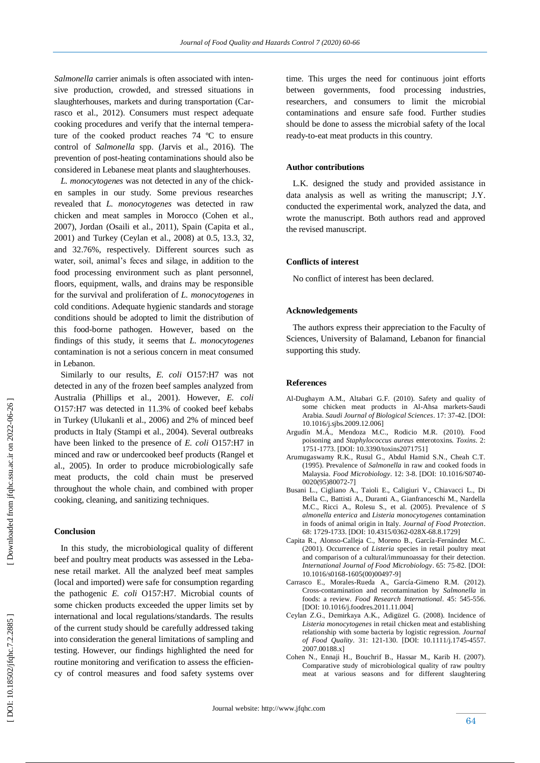*Salmonella* carrier animals is often associated with intensive production, crowded, and stressed situations in slaughterhouses, markets and during transportation (Carrasco et al., 2012). Consumers must respect adequate cooking procedures and verify that the internal temperature of the cooked product reaches 74 ºC to ensure control of *Salmonella* spp. (Jarvis et al., 2016). The prevention of post-heating contaminations should also be considered in Lebanese meat plants and slaughterhouses.

*L. monocytogenes* was not detected in any of the chicken samples in our study. Some previous researches revealed that *L. monocytogenes* was detected in raw chicken and meat samples in Morocco (Cohen et al., 2007), Jordan (Osaili et al., 2011), Spain (Capita et al., 2001) and Turkey (Ceylan et al., 2008) at 0.5, 13.3, 32, and 32.76%, respectively. Different sources such as water, soil, animal's feces and silage, in addition to the food processing environment such as plant personnel, floors, equipment, walls, and drains may be responsible for the survival and proliferation of *L. monocytogenes* in cold conditions. Adequate hygienic standards and storage conditions should be adopted to limit the distribution of this food-borne pathogen. However, based on the findings of this study, it seems that *L. monocytogenes* contamination is not a serious concern in meat consumed in Lebanon.

Similarly to our results, *E. coli* O157:H7 was not detected in any of the frozen beef samples analyzed from Australia (Phillips et al., 2001). However, *E. coli* O157:H7 was detected in 11.3% of cooked beef kebabs in Turkey (Ulukanli et al., 2006) and 2% of minced beef products in Italy (Stampi et al., 2004). Several outbreaks have been linked to the presence of *E. coli* O157:H7 in minced and raw or undercooked beef products (Rangel et al., 2005). In order to produce microbiologically safe meat products, the cold chain must be preserved throughout the whole chain, and combined with proper cooking, cleaning, and sanitizing techniques.

## Conclusion

In this study, the microbiological quality of different beef and poultry meat products was assessed in the Lebanese retail market. All the analyzed beef meat samples (local and imported) were safe for consumption regarding the pathogenic *E. coli* O157:H7. Microbial counts of some chicken products exceeded the upper limits set by international and local regulations/standards. The results of the current study should be carefully addressed taking into consideration the general limitations of sampling and testing. However, our findings highlighted the need for routine monitoring and verification to assess the efficiency of control measures and food safety systems over time. This urges the need for continuous joint efforts between governments, food processing industries, researchers, and consumers to limit the microbial contaminations and ensure safe food. Further studies should be done to assess the microbial safety of the local ready-to-eat meat products in this country.

## Author contributions

L.K. designed the study and provided assistance in data analysis as well as writing the manuscript; J.Y. conducted the experimental work, analyzed the data, and wrote the manuscript. Both authors read and approved the revised manuscript.

## Conflicts of interest

No conflict of interest has been declared.

## Acknowledgements

The authors express their appreciation to the Faculty of Sciences, University of Balamand, Lebanon for financial supporting this study.

## References

Al-Dughaym A.M., Altabari G.F. (2010). Safety and quality of some chicken meat products in Al-Ahsa markets-Saudi Arabia. *Saudi Journal of Biological Sciences*. 17: 37-42. [DOI: 10.1016/j.sjbs.2009.12.006]

Argudín M.Á., Mendoza M.C., Rodicio M.R. (2010). Food poisoning and *Staphylococcus aureus* enterotoxins. *Toxins*. 2: 1751-1773. [DOI: 10.3390/toxins2071751]

Arumugaswamy R.K., Rusul G., Abdul Hamid S.N., Cheah C.T. (1995). Prevalence of *Salmonella* in raw and cooked foods in Malaysia. *Food Microbiology*. 12: 3-8. [DOI: 10.1016/S0740-0020(95)80072-7]

Busani L., Cigliano A., Taioli E., Caligiuri V., Chiavacci L., Di Bella C., Battisti A., Duranti A., Gianfranceschi M., Nardella M.C., Ricci A., Rolesu S., et al. (2005). Prevalence of *S almonella enterica* and *Listeria monocytogenes* contamination in foods of animal origin in Italy. *Journal of Food Protection*. 68: 1729-1733. [DOI: 10.4315/0362-028X-68.8.1729]

Capita R., Alonso-Calleja C., Moreno B., García-Fernández M.C. (2001). Occurrence of *Listeria* species in retail poultry meat and comparison of a cultural/immunoassay for their detection. *International Journal of Food Microbiology*. 65: 75-82. [DOI: 10.1016/s0168-1605(00)00497-9]

Carrasco E., Morales-Rueda A., García-Gimeno R.M. (2012). Cross-contamination and recontamination by *Salmonella* in foods: a review. *Food Research International*. 45: 545-556. [DOI: 10.1016/j.foodres.2011.11.004]

Ceylan Z.G., Demirkaya A.K., Adigüzel G. (2008). Incidence of *Listeria monocytogenes* in retail chicken meat and establishing relationship with some bacteria by logistic regression. *Journal of Food Quality*. 31: 121-130. [DOI: 10.1111/j.1745-4557.2007.00188.x]

Cohen N., Ennaji H., Bouchrif B., Hassar M., Karib H. (2007). Comparative study of microbiological quality of raw poultry meat at various seasons and for different slaughtering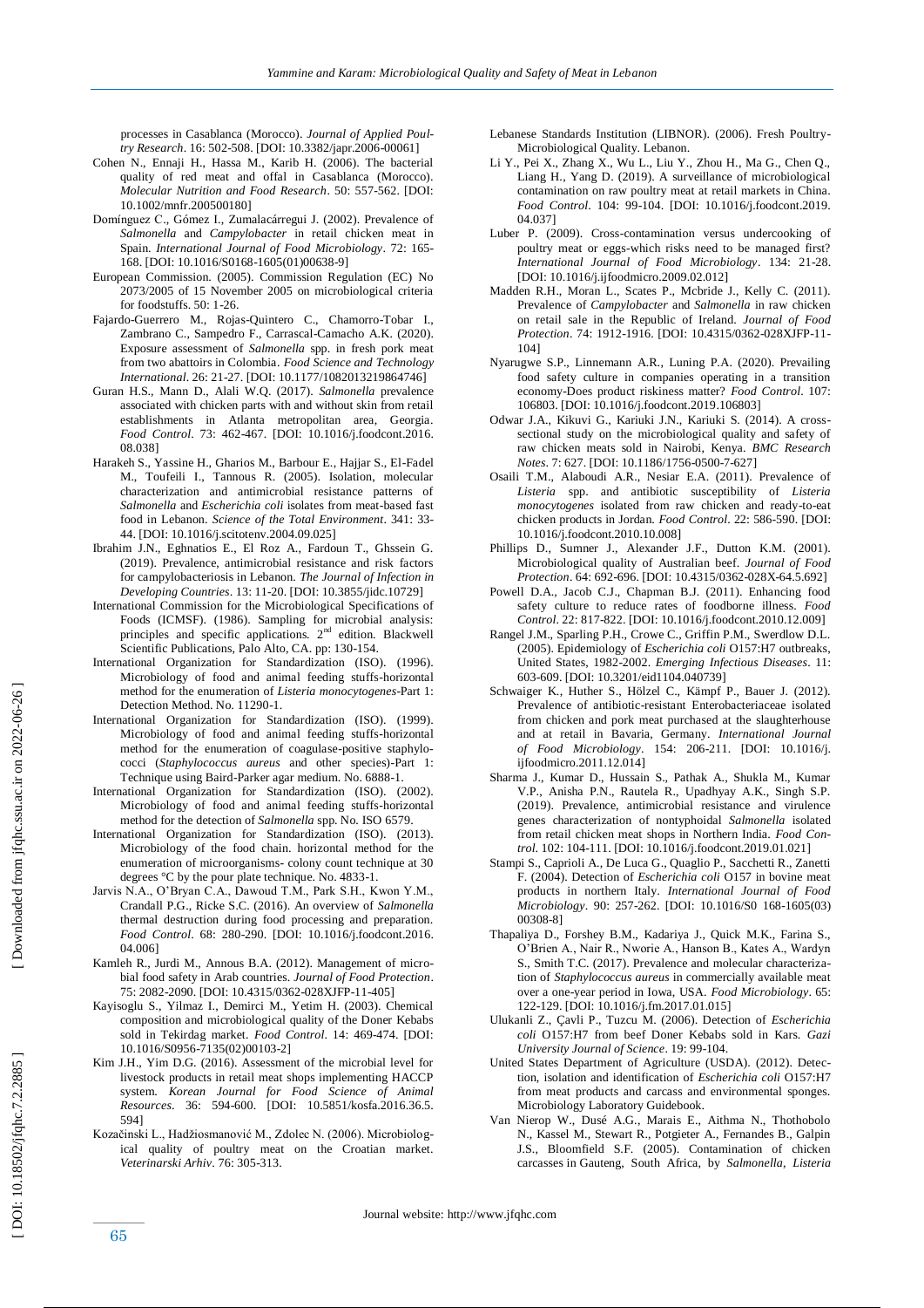processes in Casablanca (Morocco). *Journal of Applied Poultry Research*. 16: 502-508. [DOI: 10.3382/japr.2006-00061]

Cohen N., Ennaji H., Hassa M., Karib H. (2006). The bacterial quality of red meat and offal in Casablanca (Morocco). *Molecular Nutrition and Food Research*. 50: 557-562. [DOI: 10.1002/mnfr.200500180]

Domínguez C., Gómez I., Zumalacárregui J. (2002). Prevalence of *Salmonella* and *Campylobacter* in retail chicken meat in Spain. *International Journal of Food Microbiology*. 72: 165-168. [DOI: 10.1016/S0168-1605(01)00638-9]

European Commission. (2005). Commission Regulation (EC) No 2073/2005 of 15 November 2005 on microbiological criteria for foodstuffs. 50: 1-26.

Fajardo-Guerrero M., Rojas-Quintero C., Chamorro-Tobar I., Zambrano C., Sampedro F., Carrascal-Camacho A.K. (2020). Exposure assessment of *Salmonella* spp. in fresh pork meat from two abattoirs in Colombia. *Food Science and Technology International*. 26: 21-27. [DOI: 10.1177/1082013219864746]

Guran H.S., Mann D., Alali W.Q. (2017). *Salmonella* prevalence associated with chicken parts with and without skin from retail establishments in Atlanta metropolitan area, Georgia. *Food Control*. 73: 462-467. [DOI: 10.1016/j.foodcont.2016.08.038]

Harakeh S., Yassine H., Gharios M., Barbour E., Hajjar S., El-Fadel M., Toufeili I., Tannous R. (2005). Isolation, molecular characterization and antimicrobial resistance patterns of *Salmonella* and *Escherichia coli* isolates from meat-based fast food in Lebanon. *Science of the Total Environment*. 341: 33-44. [DOI: 10.1016/j.scitotenv.2004.09.025]

Ibrahim J.N., Eghnatios E., El Roz A., Fardoun T., Ghssein G. (2019). Prevalence, antimicrobial resistance and risk factors for campylobacteriosis in Lebanon. *The Journal of Infection in Developing Countries*. 13: 11-20. [DOI: 10.3855/jidc.10729]

International Commission for the Microbiological Specifications of Foods (ICMSF). (1986). Sampling for microbial analysis: principles and specific applications. 2nd edition. Blackwell Scientific Publications, Palo Alto, CA. pp: 130-154.

International Organization for Standardization (ISO). (1996). Microbiology of food and animal feeding stuffs-horizontal method for the enumeration of *Listeria monocytogenes*-Part 1: Detection Method. No. 11290-1.

International Organization for Standardization (ISO). (1999). Microbiology of food and animal feeding stuffs-horizontal method for the enumeration of coagulase-positive staphylococci (*Staphylococcus aureus* and other species)-Part 1: Technique using Baird-Parker agar medium. No. 6888-1.

International Organization for Standardization (ISO). (2002). Microbiology of food and animal feeding stuffs-horizontal method for the detection of *Salmonella* spp. No. ISO 6579.

International Organization for Standardization (ISO). (2013). Microbiology of the food chain. horizontal method for the enumeration of microorganisms- colony count technique at 30 degrees °C by the pour plate technique. No. 4833-1.

Jarvis N.A., O'Bryan C.A., Dawoud T.M., Park S.H., Kwon Y.M., Crandall P.G., Ricke S.C. (2016). An overview of *Salmonella* thermal destruction during food processing and preparation. *Food Control*. 68: 280-290. [DOI: 10.1016/j.foodcont.2016.04.006]

Kamleh R., Jurdi M., Annous B.A. (2012). Management of microbial food safety in Arab countries. *Journal of Food Protection*. 75: 2082-2090. [DOI: 10.4315/0362-028XJFP-11-405]

Kayisoglu S., Yilmaz I., Demirci M., Yetim H. (2003). Chemical composition and microbiological quality of the Doner Kebabs sold in Tekirdag market. *Food Control*. 14: 469-474. [DOI: 10.1016/S0956-7135(02)00103-2]

Kim J.H., Yim D.G. (2016). Assessment of the microbial level for livestock products in retail meat shops implementing HACCP system. *Korean Journal for Food Science of Animal Resources*. 36: 594-600. [DOI: 10.5851/kosfa.2016.36.5.594]

Kozačinski L., Hadžiosmanović M., Zdolec N. (2006). Microbiological quality of poultry meat on the Croatian market. *Veterinarski Arhiv*. 76: 305-313.

Lebanese Standards Institution (LIBNOR). (2006). Fresh Poultry-Microbiological Quality. Lebanon.

Li Y., Pei X., Zhang X., Wu L., Liu Y., Zhou H., Ma G., Chen Q., Liang H., Yang D. (2019). A surveillance of microbiological contamination on raw poultry meat at retail markets in China. *Food Control*. 104: 99-104. [DOI: 10.1016/j.foodcont.2019.04.037]

Luber P. (2009). Cross-contamination versus undercooking of poultry meat or eggs-which risks need to be managed first? *International Journal of Food Microbiology*. 134: 21-28. [DOI: 10.1016/j.ijfoodmicro.2009.02.012]

Madden R.H., Moran L., Scates P., Mcbride J., Kelly C. (2011). Prevalence of *Campylobacter* and *Salmonella* in raw chicken on retail sale in the Republic of Ireland. *Journal of Food Protection*. 74: 1912-1916. [DOI: 10.4315/0362-028XJFP-11-104]

Nyarugwe S.P., Linnemann A.R., Luning P.A. (2020). Prevailing food safety culture in companies operating in a transition economy-Does product riskiness matter? *Food Control*. 107: 106803. [DOI: 10.1016/j.foodcont.2019.106803]

Odwar J.A., Kikuvi G., Kariuki J.N., Kariuki S. (2014). A cross-sectional study on the microbiological quality and safety of raw chicken meats sold in Nairobi, Kenya. *BMC Research Notes*. 7: 627. [DOI: 10.1186/1756-0500-7-627]

Osaili T.M., Alaboudi A.R., Nesiar E.A. (2011). Prevalence of *Listeria* spp. and antibiotic susceptibility of *Listeria monocytogenes* isolated from raw chicken and ready-to-eat chicken products in Jordan. *Food Control*. 22: 586-590. [DOI: 10.1016/j.foodcont.2010.10.008]

Phillips D., Sumner J., Alexander J.F., Dutton K.M. (2001). Microbiological quality of Australian beef. *Journal of Food Protection*. 64: 692-696. [DOI: 10.4315/0362-028X-64.5.692]

Powell D.A., Jacob C.J., Chapman B.J. (2011). Enhancing food safety culture to reduce rates of foodborne illness. *Food Control*. 22: 817-822. [DOI: 10.1016/j.foodcont.2010.12.009]

Rangel J.M., Sparling P.H., Crowe C., Griffin P.M., Swerdlow D.L. (2005). Epidemiology of *Escherichia coli* O157:H7 outbreaks, United States, 1982-2002. *Emerging Infectious Diseases*. 11: 603-609. [DOI: 10.3201/eid1104.040739]

Schwaiger K., Huther S., Hölzel C., Kämpf P., Bauer J. (2012). Prevalence of antibiotic-resistant Enterobacteriaceae isolated from chicken and pork meat purchased at the slaughterhouse and at retail in Bavaria, Germany. *International Journal of Food Microbiology*. 154: 206-211. [DOI: 10.1016/j.ijfoodmicro.2011.12.014]

Sharma J., Kumar D., Hussain S., Pathak A., Shukla M., Kumar V.P., Anisha P.N., Rautela R., Upadhyay A.K., Singh S.P. (2019). Prevalence, antimicrobial resistance and virulence genes characterization of nontyphoidal *Salmonella* isolated from retail chicken meat shops in Northern India. *Food Control*. 102: 104-111. [DOI: 10.1016/j.foodcont.2019.01.021]

Stampi S., Caprioli A., De Luca G., Quaglio P., Sacchetti R., Zanetti F. (2004). Detection of *Escherichia coli* O157 in bovine meat products in northern Italy. *International Journal of Food Microbiology*. 90: 257-262. [DOI: 10.1016/S0 168-1605(03)00308-8]

Thapaliya D., Forshey B.M., Kadariya J., Quick M.K., Farina S., O'Brien A., Nair R., Nworie A., Hanson B., Kates A., Wardyn S., Smith T.C. (2017). Prevalence and molecular characterization of *Staphylococcus aureus* in commercially available meat over a one-year period in Iowa, USA. *Food Microbiology*. 65: 122-129. [DOI: 10.1016/j.fm.2017.01.015]

Ulukanli Z., Çavli P., Tuzcu M. (2006). Detection of *Escherichia coli* O157:H7 from beef Doner Kebabs sold in Kars. *Gazi University Journal of Science*. 19: 99-104.

United States Department of Agriculture (USDA). (2012). Detection, isolation and identification of *Escherichia coli* O157:H7 from meat products and carcass and environmental sponges. Microbiology Laboratory Guidebook.

Van Nierop W., Dusé A.G., Marais E., Aithma N., Thothobolo N., Kassel M., Stewart R., Potgieter A., Fernandes B., Galpin J.S., Bloomfield S.F. (2005). Contamination of chicken carcasses in Gauteng, South Africa, by *Salmonella*, *Listeria*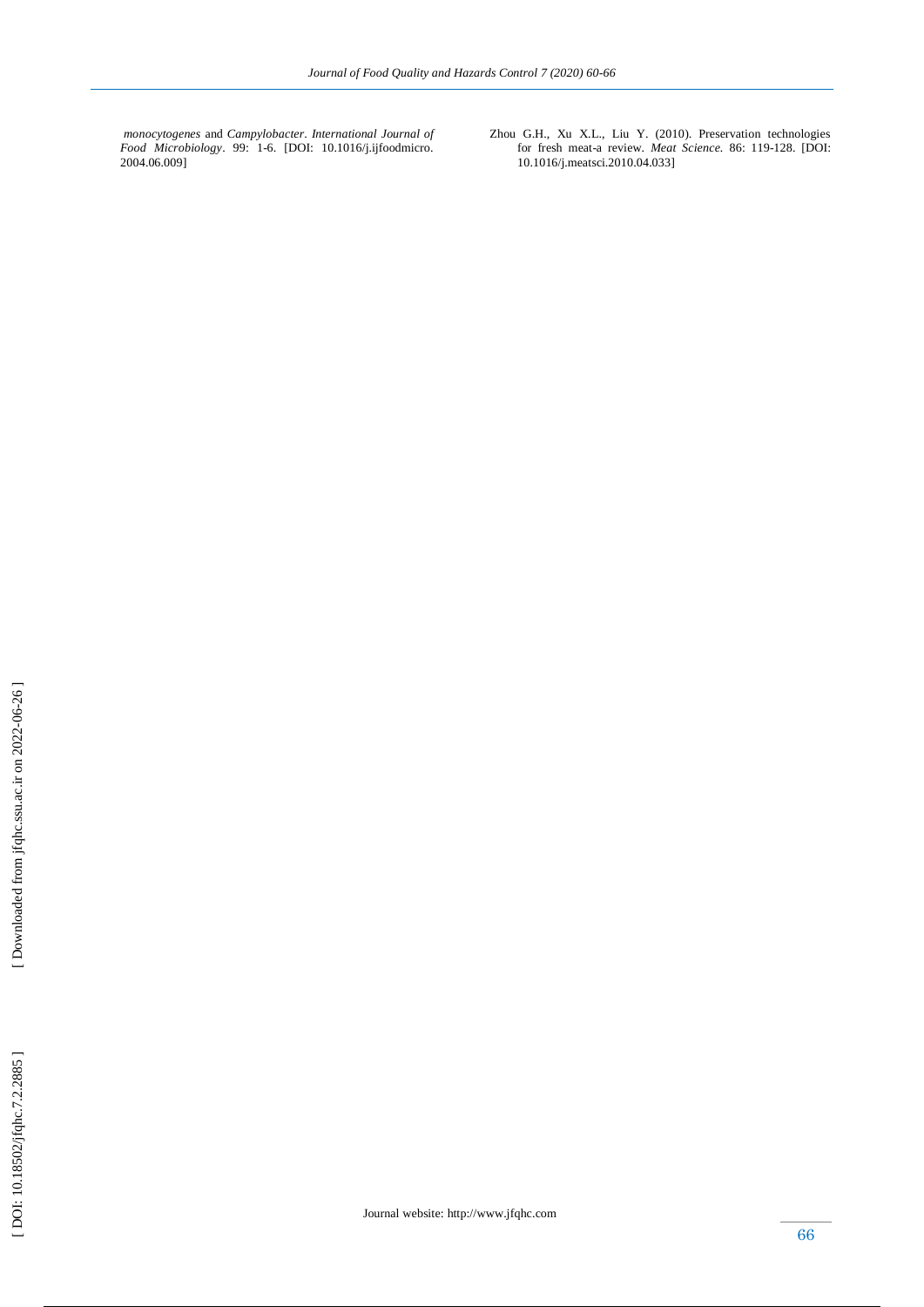*monocytogenes* and *Campylobacter*. *International Journal of Food Microbiology*. 99: 1-6. [DOI: 10.1016/j.ijfoodmicro.2004.06.009]

Zhou G.H., Xu X.L., Liu Y. (2010). Preservation technologies for fresh meat-a review. *Meat Science.* 86: 119-128. [DOI: 10.1016/j.meatsci.2010.04.033]